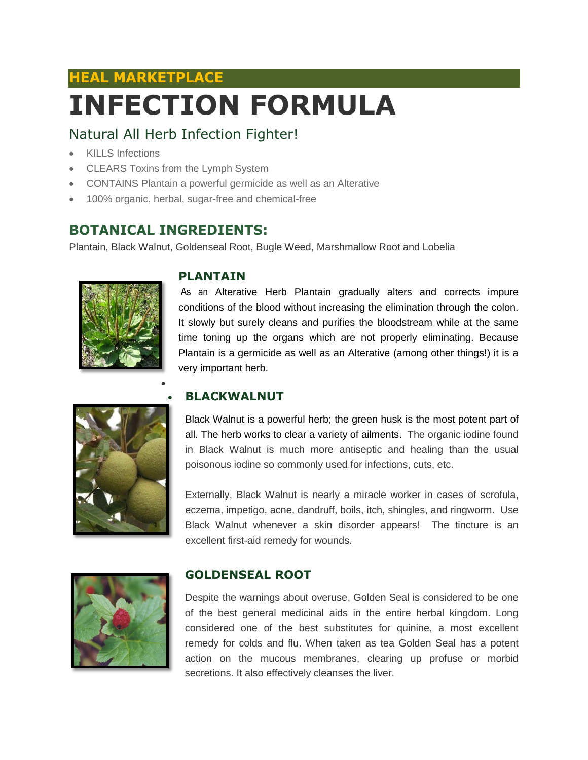**HEAL MARKETPLACE**

# INFECTION FORMULA

## Natural All Herb Infection Fighter!

- KILLS Infections
- CLEARS Toxins from the Lymph System
- CONTAINS Plantain a powerful germicide as well as an Alterative
- 100% organic, herbal, sugar-free and chemical-free

## BOTANICAL INGREDIENTS:

Plantain, Black Walnut, Goldenseal Root, Bugle Weed, Marshmallow Root and Lobelia

### PLANTAIN

As an Alterative Herb Plantain gradually alters and corrects impure conditions of the blood without increasing the elimination through the colon. It slowly but surely cleans and purifies the bloodstream while at the same time toning up the organs which are not properly eliminating. Because Plantain is a germicide as well as an Alterative (among other things!) it is a very important herb.

### BLACKWALNUT

Black Walnut is a powerful herb; the green husk is the most potent part of all. The herb works to clear a variety of ailments. The organic iodine found in Black Walnut is much more antiseptic and healing than the usual poisonous iodine so commonly used for infections, cuts, etc.

Externally, Black Walnut is nearly a miracle worker in cases of scrofula, eczema, impetigo, acne, dandruff, boils, itch, shingles, and ringworm. Use Black Walnut whenever a skin disorder appears! The tincture is an excellent first-aid remedy for wounds.

### GOLDENSEAL ROOT

Despite the warnings about overuse, Golden Seal is considered to be one of the best general medicinal aids in the entire herbal kingdom. Long considered one of the best substitutes for quinine, a most excellent remedy for colds and flu. When taken as tea Golden Seal has a potent action on the mucous membranes, clearing up profuse or morbid secretions. It also effectively cleanses the liver.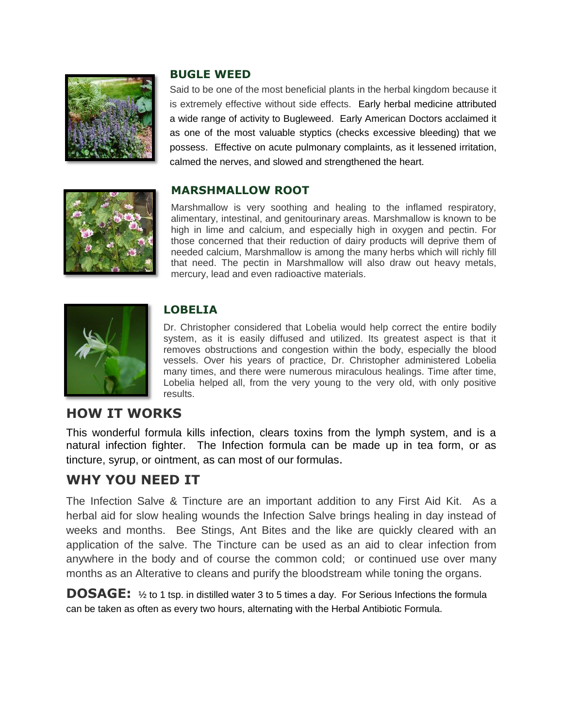### BUGLE WEED

Said to be one of the most beneficial plants in the herbal kingdom because it is extremely effective without side effects. Early herbal medicine attributed a wide range of activity to Bugleweed. Early American Doctors acclaimed it as one of the most valuable styptics (checks excessive bleeding) that we possess. Effective on acute pulmonary complaints, as it lessened irritation, calmed the nerves, and slowed and strengthened the heart.

### MARSHMALLOW ROOT

Marshmallow is very soothing and healing to the inflamed respiratory, alimentary, intestinal, and genitourinary areas. Marshmallow is known to be high in lime and calcium, and especially high in oxygen and pectin. For those concerned that their reduction of dairy products will deprive them of needed calcium, Marshmallow is among the many herbs which will richly fill that need. The pectin in Marshmallow will also draw out heavy metals, mercury, lead and even radioactive materials.

### LOBELIA

Dr. Christopher considered that Lobelia would help correct the entire bodily system, as it is easily diffused and utilized. Its greatest aspect is that it removes obstructions and congestion within the body, especially the blood vessels. Over his years of practice, Dr. Christopher administered Lobelia many times, and there were numerous miraculous healings. Time after time, Lobelia helped all, from the very young to the very old, with only positive results.

## HOW IT WORKS

This wonderful formula kills infection, clears toxins from the lymph system, and is a natural infection fighter. The Infection formula can be made up in tea form, or as tincture, syrup, or ointment, as can most of our formulas.

## WHY YOU NEED IT

The Infection Salve & Tincture are an important addition to any First Aid Kit. As a herbal aid for slow healing wounds the Infection Salve brings healing in day instead of weeks and months. Bee Stings, Ant Bites and the like are quickly cleared with an application of the salve. The Tincture can be used as an aid to clear infection from anywhere in the body and of course the common cold; or continued use over many months as an Alterative to cleans and purify the bloodstream while toning the organs.

**DOSAGE:** ½ to 1 tsp. in distilled water 3 to 5 times a day. For Serious Infections the formula can be taken as often as every two hours, alternating with the Herbal Antibiotic Formula.